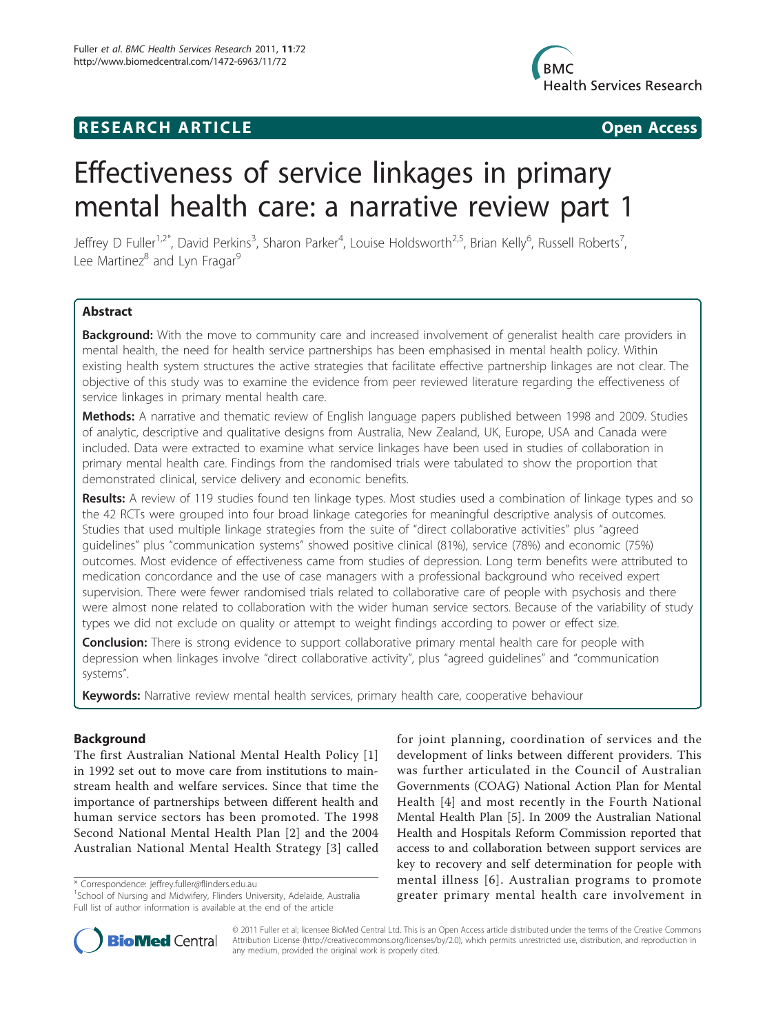**RESEARCH ARTICLE** **Open Access**

# Effectiveness of service linkages in primary mental health care: a narrative review part 1

Jeffrey D Fuller[1,2*], David Perkins[3], Sharon Parker[4], Louise Holdsworth[2,5], Brian Kelly[6], Russell Roberts[7], Lee Martinez[8] and Lyn Fragar[9]

## Abstract

**Background:** With the move to community care and increased involvement of generalist health care providers in mental health, the need for health service partnerships has been emphasised in mental health policy. Within existing health system structures the active strategies that facilitate effective partnership linkages are not clear. The objective of this study was to examine the evidence from peer reviewed literature regarding the effectiveness of service linkages in primary mental health care.

**Methods:** A narrative and thematic review of English language papers published between 1998 and 2009. Studies of analytic, descriptive and qualitative designs from Australia, New Zealand, UK, Europe, USA and Canada were included. Data were extracted to examine what service linkages have been used in studies of collaboration in primary mental health care. Findings from the randomised trials were tabulated to show the proportion that demonstrated clinical, service delivery and economic benefits.

**Results:** A review of 119 studies found ten linkage types. Most studies used a combination of linkage types and so the 42 RCTs were grouped into four broad linkage categories for meaningful descriptive analysis of outcomes. Studies that used multiple linkage strategies from the suite of "direct collaborative activities" plus "agreed guidelines" plus "communication systems" showed positive clinical (81%), service (78%) and economic (75%) outcomes. Most evidence of effectiveness came from studies of depression. Long term benefits were attributed to medication concordance and the use of case managers with a professional background who received expert supervision. There were fewer randomised trials related to collaborative care of people with psychosis and there were almost none related to collaboration with the wider human service sectors. Because of the variability of study types we did not exclude on quality or attempt to weight findings according to power or effect size.

**Conclusion:** There is strong evidence to support collaborative primary mental health care for people with depression when linkages involve "direct collaborative activity", plus "agreed guidelines" and "communication systems".

**Keywords:** Narrative review mental health services, primary health care, cooperative behaviour

## Background

The first Australian National Mental Health Policy [1] in 1992 set out to move care from institutions to mainstream health and welfare services. Since that time the importance of partnerships between different health and human service sectors has been promoted. The 1998 Second National Mental Health Plan [2] and the 2004 Australian National Mental Health Strategy [3] called for joint planning, coordination of services and the development of links between different providers. This was further articulated in the Council of Australian Governments (COAG) National Action Plan for Mental Health [4] and most recently in the Fourth National Mental Health Plan [5]. In 2009 the Australian National Health and Hospitals Reform Commission reported that access to and collaboration between support services are key to recovery and self determination for people with mental illness [6]. Australian programs to promote greater primary mental health care involvement in

\* Correspondence: jeffrey.fuller@flinders.edu.au
[1]School of Nursing and Midwifery, Flinders University, Adelaide, Australia
Full list of author information is available at the end of the article

© 2011 Fuller et al; licensee BioMed Central Ltd. This is an Open Access article distributed under the terms of the Creative Commons Attribution License (http://creativecommons.org/licenses/by/2.0), which permits unrestricted use, distribution, and reproduction in any medium, provided the original work is properly cited.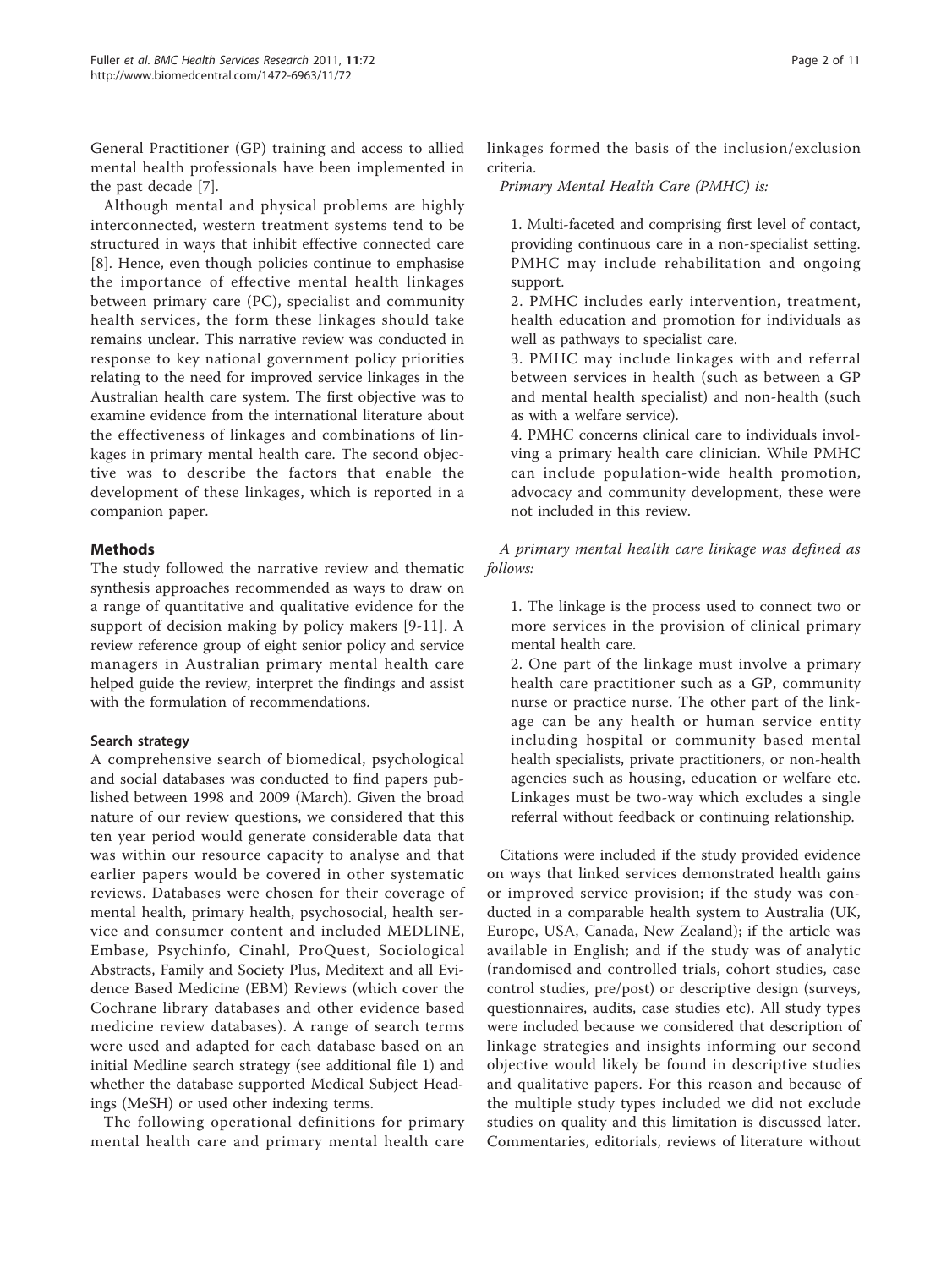General Practitioner (GP) training and access to allied mental health professionals have been implemented in the past decade [7].

Although mental and physical problems are highly interconnected, western treatment systems tend to be structured in ways that inhibit effective connected care [8]. Hence, even though policies continue to emphasise the importance of effective mental health linkages between primary care (PC), specialist and community health services, the form these linkages should take remains unclear. This narrative review was conducted in response to key national government policy priorities relating to the need for improved service linkages in the Australian health care system. The first objective was to examine evidence from the international literature about the effectiveness of linkages and combinations of linkages in primary mental health care. The second objective was to describe the factors that enable the development of these linkages, which is reported in a companion paper.

## Methods

The study followed the narrative review and thematic synthesis approaches recommended as ways to draw on a range of quantitative and qualitative evidence for the support of decision making by policy makers [9-11]. A review reference group of eight senior policy and service managers in Australian primary mental health care helped guide the review, interpret the findings and assist with the formulation of recommendations.

### Search strategy

A comprehensive search of biomedical, psychological and social databases was conducted to find papers published between 1998 and 2009 (March). Given the broad nature of our review questions, we considered that this ten year period would generate considerable data that was within our resource capacity to analyse and that earlier papers would be covered in other systematic reviews. Databases were chosen for their coverage of mental health, primary health, psychosocial, health service and consumer content and included MEDLINE, Embase, Psychinfo, Cinahl, ProQuest, Sociological Abstracts, Family and Society Plus, Meditext and all Evidence Based Medicine (EBM) Reviews (which cover the Cochrane library databases and other evidence based medicine review databases). A range of search terms were used and adapted for each database based on an initial Medline search strategy (see additional file 1) and whether the database supported Medical Subject Headings (MeSH) or used other indexing terms.

The following operational definitions for primary mental health care and primary mental health care linkages formed the basis of the inclusion/exclusion criteria.

*Primary Mental Health Care (PMHC) is:*

1. Multi-faceted and comprising first level of contact, providing continuous care in a non-specialist setting. PMHC may include rehabilitation and ongoing support.
2. PMHC includes early intervention, treatment, health education and promotion for individuals as well as pathways to specialist care.
3. PMHC may include linkages with and referral between services in health (such as between a GP and mental health specialist) and non-health (such as with a welfare service).
4. PMHC concerns clinical care to individuals involving a primary health care clinician. While PMHC can include population-wide health promotion, advocacy and community development, these were not included in this review.

*A primary mental health care linkage was defined as follows:*

1. The linkage is the process used to connect two or more services in the provision of clinical primary mental health care.
2. One part of the linkage must involve a primary health care practitioner such as a GP, community nurse or practice nurse. The other part of the linkage can be any health or human service entity including hospital or community based mental health specialists, private practitioners, or non-health agencies such as housing, education or welfare etc. Linkages must be two-way which excludes a single referral without feedback or continuing relationship.

Citations were included if the study provided evidence on ways that linked services demonstrated health gains or improved service provision; if the study was conducted in a comparable health system to Australia (UK, Europe, USA, Canada, New Zealand); if the article was available in English; and if the study was of analytic (randomised and controlled trials, cohort studies, case control studies, pre/post) or descriptive design (surveys, questionnaires, audits, case studies etc). All study types were included because we considered that description of linkage strategies and insights informing our second objective would likely be found in descriptive studies and qualitative papers. For this reason and because of the multiple study types included we did not exclude studies on quality and this limitation is discussed later. Commentaries, editorials, reviews of literature without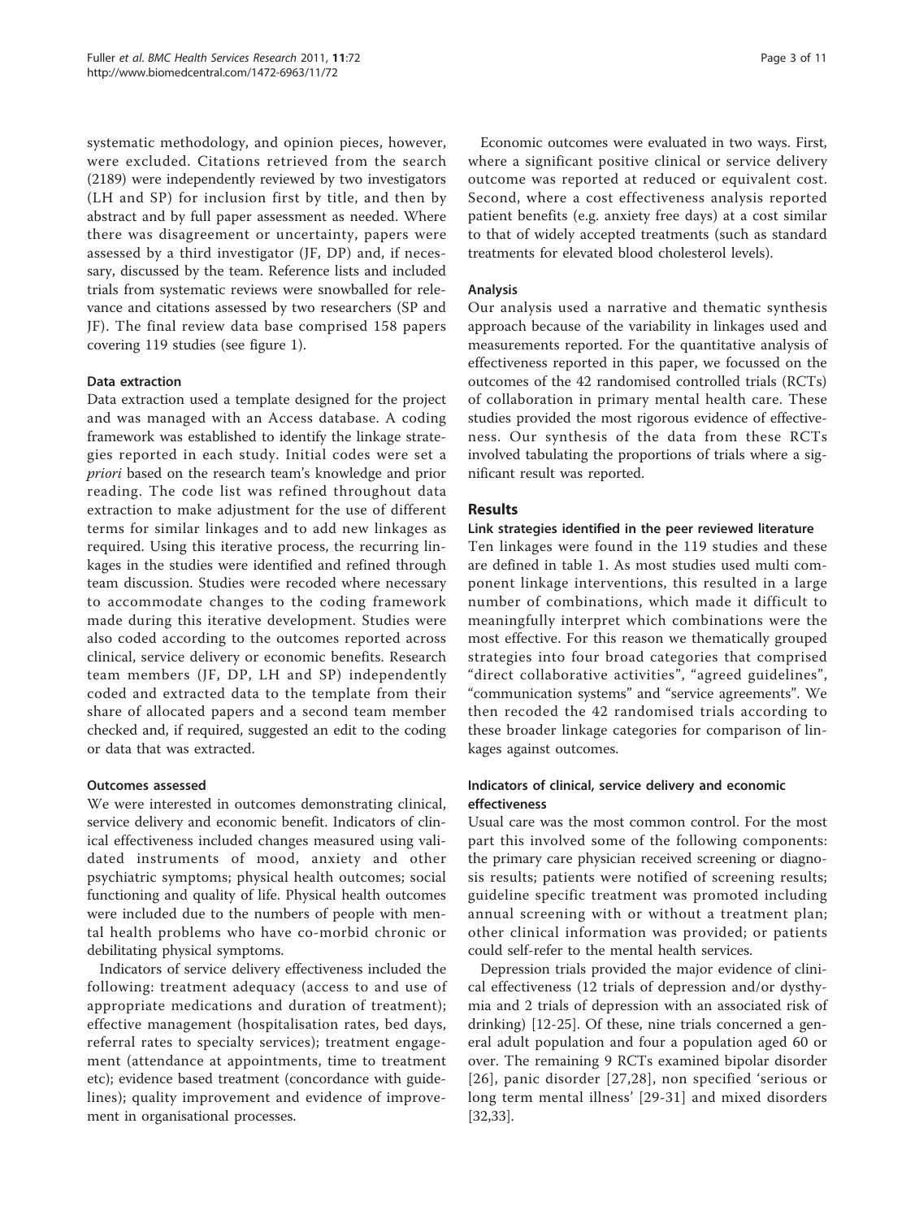systematic methodology, and opinion pieces, however, were excluded. Citations retrieved from the search (2189) were independently reviewed by two investigators (LH and SP) for inclusion first by title, and then by abstract and by full paper assessment as needed. Where there was disagreement or uncertainty, papers were assessed by a third investigator (JF, DP) and, if necessary, discussed by the team. Reference lists and included trials from systematic reviews were snowballed for relevance and citations assessed by two researchers (SP and JF). The final review data base comprised 158 papers covering 119 studies (see figure 1).

### Data extraction

Data extraction used a template designed for the project and was managed with an Access database. A coding framework was established to identify the linkage strategies reported in each study. Initial codes were set a *priori* based on the research team's knowledge and prior reading. The code list was refined throughout data extraction to make adjustment for the use of different terms for similar linkages and to add new linkages as required. Using this iterative process, the recurring linkages in the studies were identified and refined through team discussion. Studies were recoded where necessary to accommodate changes to the coding framework made during this iterative development. Studies were also coded according to the outcomes reported across clinical, service delivery or economic benefits. Research team members (JF, DP, LH and SP) independently coded and extracted data to the template from their share of allocated papers and a second team member checked and, if required, suggested an edit to the coding or data that was extracted.

### Outcomes assessed

We were interested in outcomes demonstrating clinical, service delivery and economic benefit. Indicators of clinical effectiveness included changes measured using validated instruments of mood, anxiety and other psychiatric symptoms; physical health outcomes; social functioning and quality of life. Physical health outcomes were included due to the numbers of people with mental health problems who have co-morbid chronic or debilitating physical symptoms.

Indicators of service delivery effectiveness included the following: treatment adequacy (access to and use of appropriate medications and duration of treatment); effective management (hospitalisation rates, bed days, referral rates to specialty services); treatment engagement (attendance at appointments, time to treatment etc); evidence based treatment (concordance with guidelines); quality improvement and evidence of improvement in organisational processes.

Economic outcomes were evaluated in two ways. First, where a significant positive clinical or service delivery outcome was reported at reduced or equivalent cost. Second, where a cost effectiveness analysis reported patient benefits (e.g. anxiety free days) at a cost similar to that of widely accepted treatments (such as standard treatments for elevated blood cholesterol levels).

### Analysis

Our analysis used a narrative and thematic synthesis approach because of the variability in linkages used and measurements reported. For the quantitative analysis of effectiveness reported in this paper, we focussed on the outcomes of the 42 randomised controlled trials (RCTs) of collaboration in primary mental health care. These studies provided the most rigorous evidence of effectiveness. Our synthesis of the data from these RCTs involved tabulating the proportions of trials where a significant result was reported.

## Results

### Link strategies identified in the peer reviewed literature

Ten linkages were found in the 119 studies and these are defined in table 1. As most studies used multi component linkage interventions, this resulted in a large number of combinations, which made it difficult to meaningfully interpret which combinations were the most effective. For this reason we thematically grouped strategies into four broad categories that comprised "direct collaborative activities", "agreed guidelines", "communication systems" and "service agreements". We then recoded the 42 randomised trials according to these broader linkage categories for comparison of linkages against outcomes.

### Indicators of clinical, service delivery and economic effectiveness

Usual care was the most common control. For the most part this involved some of the following components: the primary care physician received screening or diagnosis results; patients were notified of screening results; guideline specific treatment was promoted including annual screening with or without a treatment plan; other clinical information was provided; or patients could self-refer to the mental health services.

Depression trials provided the major evidence of clinical effectiveness (12 trials of depression and/or dysthymia and 2 trials of depression with an associated risk of drinking) [12-25]. Of these, nine trials concerned a general adult population and four a population aged 60 or over. The remaining 9 RCTs examined bipolar disorder [26], panic disorder [27,28], non specified 'serious or long term mental illness' [29-31] and mixed disorders [32,33].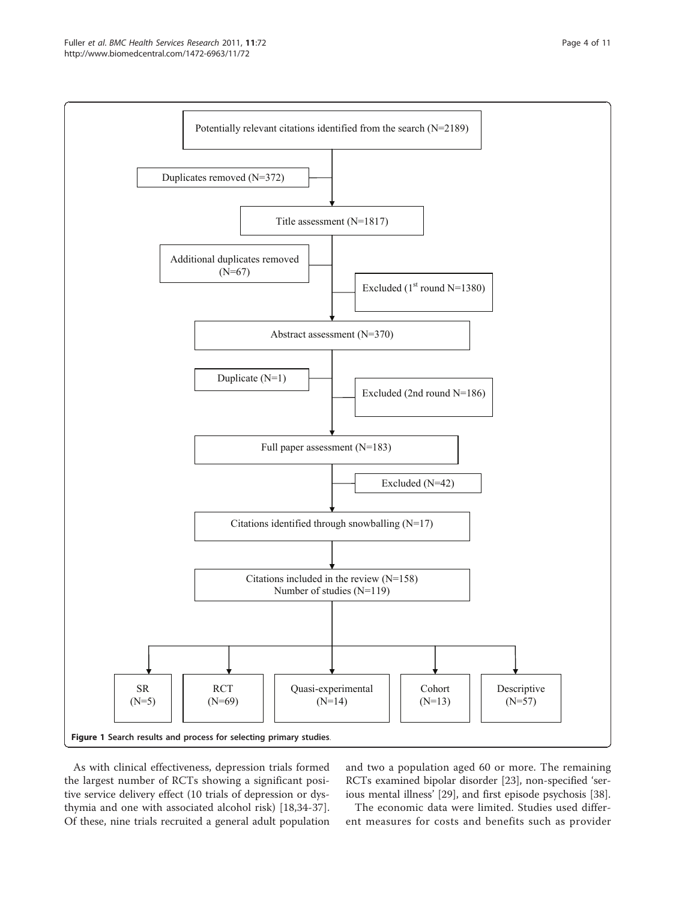Potentially relevant citations identified from the search (N=2189)

Duplicates removed (N=372)

Title assessment (N=1817)

Additional duplicates removed (N=67)

Excluded (1st round N=1380)

Abstract assessment (N=370)

Duplicate (N=1)

Excluded (2nd round N=186)

Full paper assessment (N=183)

Excluded (N=42)

Citations identified through snowballing (N=17)

Citations included in the review (N=158)
Number of studies (N=119)

SR (N=5)

RCT (N=69)

Quasi-experimental (N=14)

Cohort (N=13)

Descriptive (N=57)

**Figure 1 Search results and process for selecting primary studies**.

As with clinical effectiveness, depression trials formed the largest number of RCTs showing a significant positive service delivery effect (10 trials of depression or dysthymia and one with associated alcohol risk) [18,34-37]. Of these, nine trials recruited a general adult population and two a population aged 60 or more. The remaining RCTs examined bipolar disorder [23], non-specified 'serious mental illness' [29], and first episode psychosis [38].

The economic data were limited. Studies used different measures for costs and benefits such as provider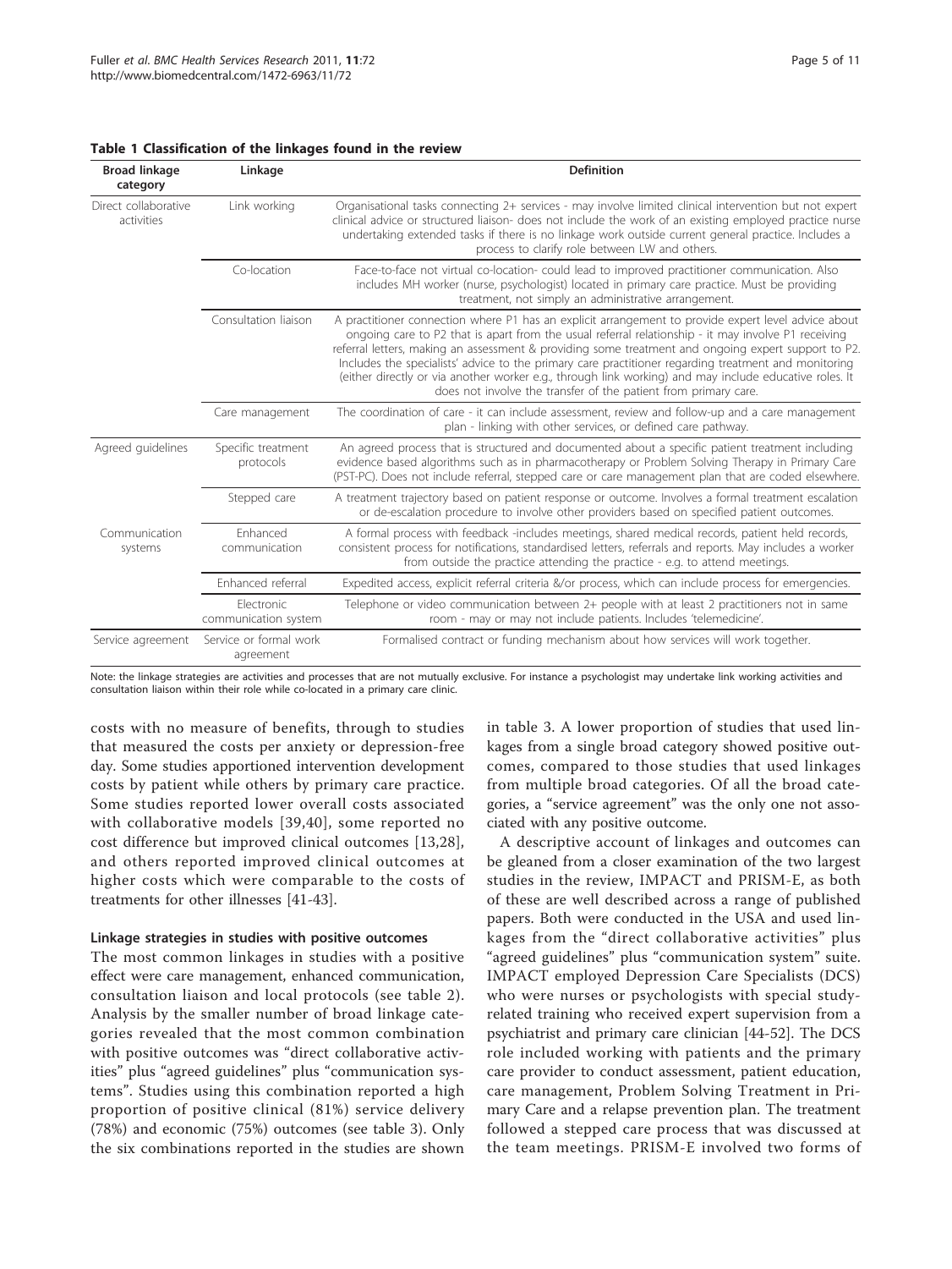**Table 1 Classification of the linkages found in the review**

| Broad linkage category | Linkage | Definition |
|---|---|---|
| Direct collaborative activities | Link working | Organisational tasks connecting 2+ services - may involve limited clinical intervention but not expert clinical advice or structured liaison- does not include the work of an existing employed practice nurse undertaking extended tasks if there is no linkage work outside current general practice. Includes a process to clarify role between LW and others. |
| | Co-location | Face-to-face not virtual co-location- could lead to improved practitioner communication. Also includes MH worker (nurse, psychologist) located in primary care practice. Must be providing treatment, not simply an administrative arrangement. |
| | Consultation liaison | A practitioner connection where P1 has an explicit arrangement to provide expert level advice about ongoing care to P2 that is apart from the usual referral relationship - it may involve P1 receiving referral letters, making an assessment & providing some treatment and ongoing expert support to P2. Includes the specialists' advice to the primary care practitioner regarding treatment and monitoring (either directly or via another worker e.g., through link working) and may include educative roles. It does not involve the transfer of the patient from primary care. |
| | Care management | The coordination of care - it can include assessment, review and follow-up and a care management plan - linking with other services, or defined care pathway. |
| Agreed guidelines | Specific treatment protocols | An agreed process that is structured and documented about a specific patient treatment including evidence based algorithms such as in pharmacotherapy or Problem Solving Therapy in Primary Care (PST-PC). Does not include referral, stepped care or care management plan that are coded elsewhere. |
| | Stepped care | A treatment trajectory based on patient response or outcome. Involves a formal treatment escalation or de-escalation procedure to involve other providers based on specified patient outcomes. |
| Communication systems | Enhanced communication | A formal process with feedback -includes meetings, shared medical records, patient held records, consistent process for notifications, standardised letters, referrals and reports. May includes a worker from outside the practice attending the practice - e.g. to attend meetings. |
| | Enhanced referral | Expedited access, explicit referral criteria &/or process, which can include process for emergencies. |
| | Electronic communication system | Telephone or video communication between 2+ people with at least 2 practitioners not in same room - may or may not include patients. Includes 'telemedicine'. |
| Service agreement | Service or formal work agreement | Formalised contract or funding mechanism about how services will work together. |

Note: the linkage strategies are activities and processes that are not mutually exclusive. For instance a psychologist may undertake link working activities and consultation liaison within their role while co-located in a primary care clinic.

costs with no measure of benefits, through to studies that measured the costs per anxiety or depression-free day. Some studies apportioned intervention development costs by patient while others by primary care practice. Some studies reported lower overall costs associated with collaborative models [39,40], some reported no cost difference but improved clinical outcomes [13,28], and others reported improved clinical outcomes at higher costs which were comparable to the costs of treatments for other illnesses [41-43].

#### Linkage strategies in studies with positive outcomes

The most common linkages in studies with a positive effect were care management, enhanced communication, consultation liaison and local protocols (see table 2). Analysis by the smaller number of broad linkage categories revealed that the most common combination with positive outcomes was "direct collaborative activities" plus "agreed guidelines" plus "communication systems". Studies using this combination reported a high proportion of positive clinical (81%) service delivery (78%) and economic (75%) outcomes (see table 3). Only the six combinations reported in the studies are shown in table 3. A lower proportion of studies that used linkages from a single broad category showed positive outcomes, compared to those studies that used linkages from multiple broad categories. Of all the broad categories, a "service agreement" was the only one not associated with any positive outcome.

A descriptive account of linkages and outcomes can be gleaned from a closer examination of the two largest studies in the review, IMPACT and PRISM-E, as both of these are well described across a range of published papers. Both were conducted in the USA and used linkages from the "direct collaborative activities" plus "agreed guidelines" plus "communication system" suite. IMPACT employed Depression Care Specialists (DCS) who were nurses or psychologists with special study-related training who received expert supervision from a psychiatrist and primary care clinician [44-52]. The DCS role included working with patients and the primary care provider to conduct assessment, patient education, care management, Problem Solving Treatment in Primary Care and a relapse prevention plan. The treatment followed a stepped care process that was discussed at the team meetings. PRISM-E involved two forms of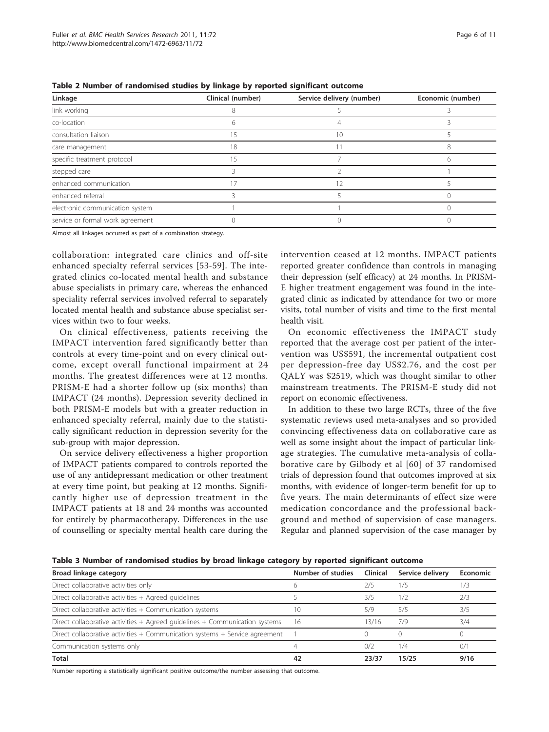**Table 2 Number of randomised studies by linkage by reported significant outcome**

| Linkage | Clinical (number) | Service delivery (number) | Economic (number) |
|---|---|---|---|
| link working | 8 | 5 | 3 |
| co-location | 6 | 4 | 3 |
| consultation liaison | 15 | 10 | 5 |
| care management | 18 | 11 | 8 |
| specific treatment protocol | 15 | 7 | 6 |
| stepped care | 3 | 2 | 1 |
| enhanced communication | 17 | 12 | 5 |
| enhanced referral | 3 | 5 | 0 |
| electronic communication system | 1 | 1 | 0 |
| service or formal work agreement | 0 | 0 | 0 |

Almost all linkages occurred as part of a combination strategy.

collaboration: integrated care clinics and off-site enhanced specialty referral services [53-59]. The integrated clinics co-located mental health and substance abuse specialists in primary care, whereas the enhanced speciality referral services involved referral to separately located mental health and substance abuse specialist services within two to four weeks.

On clinical effectiveness, patients receiving the IMPACT intervention fared significantly better than controls at every time-point and on every clinical outcome, except overall functional impairment at 24 months. The greatest differences were at 12 months. PRISM-E had a shorter follow up (six months) than IMPACT (24 months). Depression severity declined in both PRISM-E models but with a greater reduction in enhanced specialty referral, mainly due to the statistically significant reduction in depression severity for the sub-group with major depression.

On service delivery effectiveness a higher proportion of IMPACT patients compared to controls reported the use of any antidepressant medication or other treatment at every time point, but peaking at 12 months. Significantly higher use of depression treatment in the IMPACT patients at 18 and 24 months was accounted for entirely by pharmacotherapy. Differences in the use of counselling or specialty mental health care during the intervention ceased at 12 months. IMPACT patients reported greater confidence than controls in managing their depression (self efficacy) at 24 months. In PRISM-E higher treatment engagement was found in the integrated clinic as indicated by attendance for two or more visits, total number of visits and time to the first mental health visit.

On economic effectiveness the IMPACT study reported that the average cost per patient of the intervention was US$591, the incremental outpatient cost per depression-free day US$2.76, and the cost per QALY was $2519, which was thought similar to other mainstream treatments. The PRISM-E study did not report on economic effectiveness.

In addition to these two large RCTs, three of the five systematic reviews used meta-analyses and so provided convincing effectiveness data on collaborative care as well as some insight about the impact of particular linkage strategies. The cumulative meta-analysis of collaborative care by Gilbody et al [60] of 37 randomised trials of depression found that outcomes improved at six months, with evidence of longer-term benefit for up to five years. The main determinants of effect size were medication concordance and the professional background and method of supervision of case managers. Regular and planned supervision of the case manager by

**Table 3 Number of randomised studies by broad linkage category by reported significant outcome**

| Broad linkage category | Number of studies | Clinical | Service delivery | Economic |
|---|---|---|---|---|
| Direct collaborative activities only | 6 | 2/5 | 1/5 | 1/3 |
| Direct collaborative activities + Agreed guidelines | 5 | 3/5 | 1/2 | 2/3 |
| Direct collaborative activities + Communication systems | 10 | 5/9 | 5/5 | 3/5 |
| Direct collaborative activities + Agreed guidelines + Communication systems | 16 | 13/16 | 7/9 | 3/4 |
| Direct collaborative activities + Communication systems + Service agreement | 1 | 0 | 0 | 0 |
| Communication systems only | 4 | 0/2 | 1/4 | 0/1 |
| **Total** | **42** | **23/37** | **15/25** | **9/16** |

Number reporting a statistically significant positive outcome/the number assessing that outcome.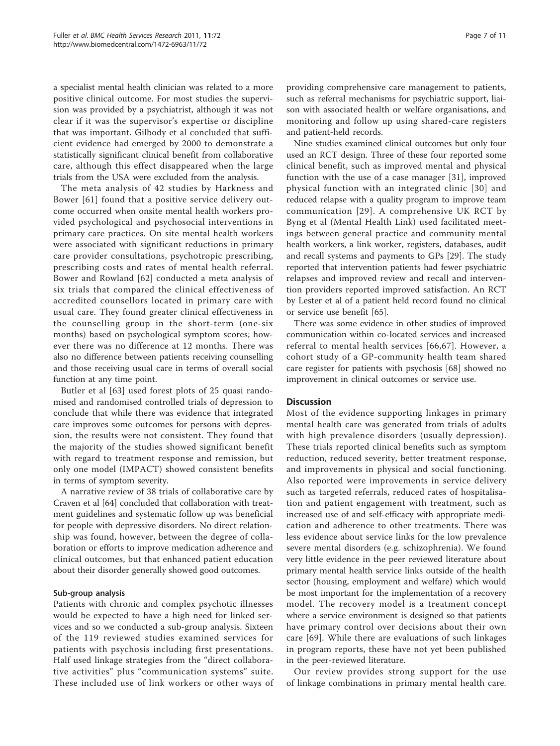a specialist mental health clinician was related to a more positive clinical outcome. For most studies the supervision was provided by a psychiatrist, although it was not clear if it was the supervisor's expertise or discipline that was important. Gilbody et al concluded that sufficient evidence had emerged by 2000 to demonstrate a statistically significant clinical benefit from collaborative care, although this effect disappeared when the large trials from the USA were excluded from the analysis.

The meta analysis of 42 studies by Harkness and Bower [61] found that a positive service delivery outcome occurred when onsite mental health workers provided psychological and psychosocial interventions in primary care practices. On site mental health workers were associated with significant reductions in primary care provider consultations, psychotropic prescribing, prescribing costs and rates of mental health referral. Bower and Rowland [62] conducted a meta analysis of six trials that compared the clinical effectiveness of accredited counsellors located in primary care with usual care. They found greater clinical effectiveness in the counselling group in the short-term (one-six months) based on psychological symptom scores; however there was no difference at 12 months. There was also no difference between patients receiving counselling and those receiving usual care in terms of overall social function at any time point.

Butler et al [63] used forest plots of 25 quasi randomised and randomised controlled trials of depression to conclude that while there was evidence that integrated care improves some outcomes for persons with depression, the results were not consistent. They found that the majority of the studies showed significant benefit with regard to treatment response and remission, but only one model (IMPACT) showed consistent benefits in terms of symptom severity.

A narrative review of 38 trials of collaborative care by Craven et al [64] concluded that collaboration with treatment guidelines and systematic follow up was beneficial for people with depressive disorders. No direct relationship was found, however, between the degree of collaboration or efforts to improve medication adherence and clinical outcomes, but that enhanced patient education about their disorder generally showed good outcomes.

### Sub-group analysis

Patients with chronic and complex psychotic illnesses would be expected to have a high need for linked services and so we conducted a sub-group analysis. Sixteen of the 119 reviewed studies examined services for patients with psychosis including first presentations. Half used linkage strategies from the "direct collaborative activities" plus "communication systems" suite. These included use of link workers or other ways of providing comprehensive care management to patients, such as referral mechanisms for psychiatric support, liaison with associated health or welfare organisations, and monitoring and follow up using shared-care registers and patient-held records.

Nine studies examined clinical outcomes but only four used an RCT design. Three of these four reported some clinical benefit, such as improved mental and physical function with the use of a case manager [31], improved physical function with an integrated clinic [30] and reduced relapse with a quality program to improve team communication [29]. A comprehensive UK RCT by Byng et al (Mental Health Link) used facilitated meetings between general practice and community mental health workers, a link worker, registers, databases, audit and recall systems and payments to GPs [29]. The study reported that intervention patients had fewer psychiatric relapses and improved review and recall and intervention providers reported improved satisfaction. An RCT by Lester et al of a patient held record found no clinical or service use benefit [65].

There was some evidence in other studies of improved communication within co-located services and increased referral to mental health services [66,67]. However, a cohort study of a GP-community health team shared care register for patients with psychosis [68] showed no improvement in clinical outcomes or service use.

## Discussion

Most of the evidence supporting linkages in primary mental health care was generated from trials of adults with high prevalence disorders (usually depression). These trials reported clinical benefits such as symptom reduction, reduced severity, better treatment response, and improvements in physical and social functioning. Also reported were improvements in service delivery such as targeted referrals, reduced rates of hospitalisation and patient engagement with treatment, such as increased use of and self-efficacy with appropriate medication and adherence to other treatments. There was less evidence about service links for the low prevalence severe mental disorders (e.g. schizophrenia). We found very little evidence in the peer reviewed literature about primary mental health service links outside of the health sector (housing, employment and welfare) which would be most important for the implementation of a recovery model. The recovery model is a treatment concept where a service environment is designed so that patients have primary control over decisions about their own care [69]. While there are evaluations of such linkages in program reports, these have not yet been published in the peer-reviewed literature.

Our review provides strong support for the use of linkage combinations in primary mental health care.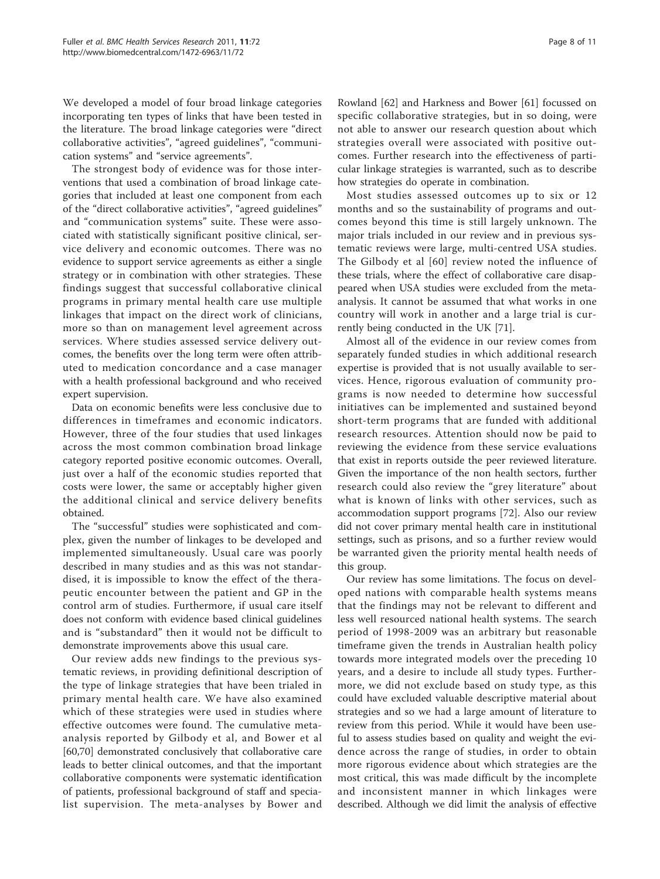We developed a model of four broad linkage categories incorporating ten types of links that have been tested in the literature. The broad linkage categories were "direct collaborative activities", "agreed guidelines", "communication systems" and "service agreements".

The strongest body of evidence was for those interventions that used a combination of broad linkage categories that included at least one component from each of the "direct collaborative activities", "agreed guidelines" and "communication systems" suite. These were associated with statistically significant positive clinical, service delivery and economic outcomes. There was no evidence to support service agreements as either a single strategy or in combination with other strategies. These findings suggest that successful collaborative clinical programs in primary mental health care use multiple linkages that impact on the direct work of clinicians, more so than on management level agreement across services. Where studies assessed service delivery outcomes, the benefits over the long term were often attributed to medication concordance and a case manager with a health professional background and who received expert supervision.

Data on economic benefits were less conclusive due to differences in timeframes and economic indicators. However, three of the four studies that used linkages across the most common combination broad linkage category reported positive economic outcomes. Overall, just over a half of the economic studies reported that costs were lower, the same or acceptably higher given the additional clinical and service delivery benefits obtained.

The "successful" studies were sophisticated and complex, given the number of linkages to be developed and implemented simultaneously. Usual care was poorly described in many studies and as this was not standardised, it is impossible to know the effect of the therapeutic encounter between the patient and GP in the control arm of studies. Furthermore, if usual care itself does not conform with evidence based clinical guidelines and is "substandard" then it would not be difficult to demonstrate improvements above this usual care.

Our review adds new findings to the previous systematic reviews, in providing definitional description of the type of linkage strategies that have been trialed in primary mental health care. We have also examined which of these strategies were used in studies where effective outcomes were found. The cumulative meta-analysis reported by Gilbody et al, and Bower et al [60,70] demonstrated conclusively that collaborative care leads to better clinical outcomes, and that the important collaborative components were systematic identification of patients, professional background of staff and specialist supervision. The meta-analyses by Bower and Rowland [62] and Harkness and Bower [61] focussed on specific collaborative strategies, but in so doing, were not able to answer our research question about which strategies overall were associated with positive outcomes. Further research into the effectiveness of particular linkage strategies is warranted, such as to describe how strategies do operate in combination.

Most studies assessed outcomes up to six or 12 months and so the sustainability of programs and outcomes beyond this time is still largely unknown. The major trials included in our review and in previous systematic reviews were large, multi-centred USA studies. The Gilbody et al [60] review noted the influence of these trials, where the effect of collaborative care disappeared when USA studies were excluded from the meta-analysis. It cannot be assumed that what works in one country will work in another and a large trial is currently being conducted in the UK [71].

Almost all of the evidence in our review comes from separately funded studies in which additional research expertise is provided that is not usually available to services. Hence, rigorous evaluation of community programs is now needed to determine how successful initiatives can be implemented and sustained beyond short-term programs that are funded with additional research resources. Attention should now be paid to reviewing the evidence from these service evaluations that exist in reports outside the peer reviewed literature. Given the importance of the non health sectors, further research could also review the "grey literature" about what is known of links with other services, such as accommodation support programs [72]. Also our review did not cover primary mental health care in institutional settings, such as prisons, and so a further review would be warranted given the priority mental health needs of this group.

Our review has some limitations. The focus on developed nations with comparable health systems means that the findings may not be relevant to different and less well resourced national health systems. The search period of 1998-2009 was an arbitrary but reasonable timeframe given the trends in Australian health policy towards more integrated models over the preceding 10 years, and a desire to include all study types. Furthermore, we did not exclude based on study type, as this could have excluded valuable descriptive material about strategies and so we had a large amount of literature to review from this period. While it would have been useful to assess studies based on quality and weight the evidence across the range of studies, in order to obtain more rigorous evidence about which strategies are the most critical, this was made difficult by the incomplete and inconsistent manner in which linkages were described. Although we did limit the analysis of effective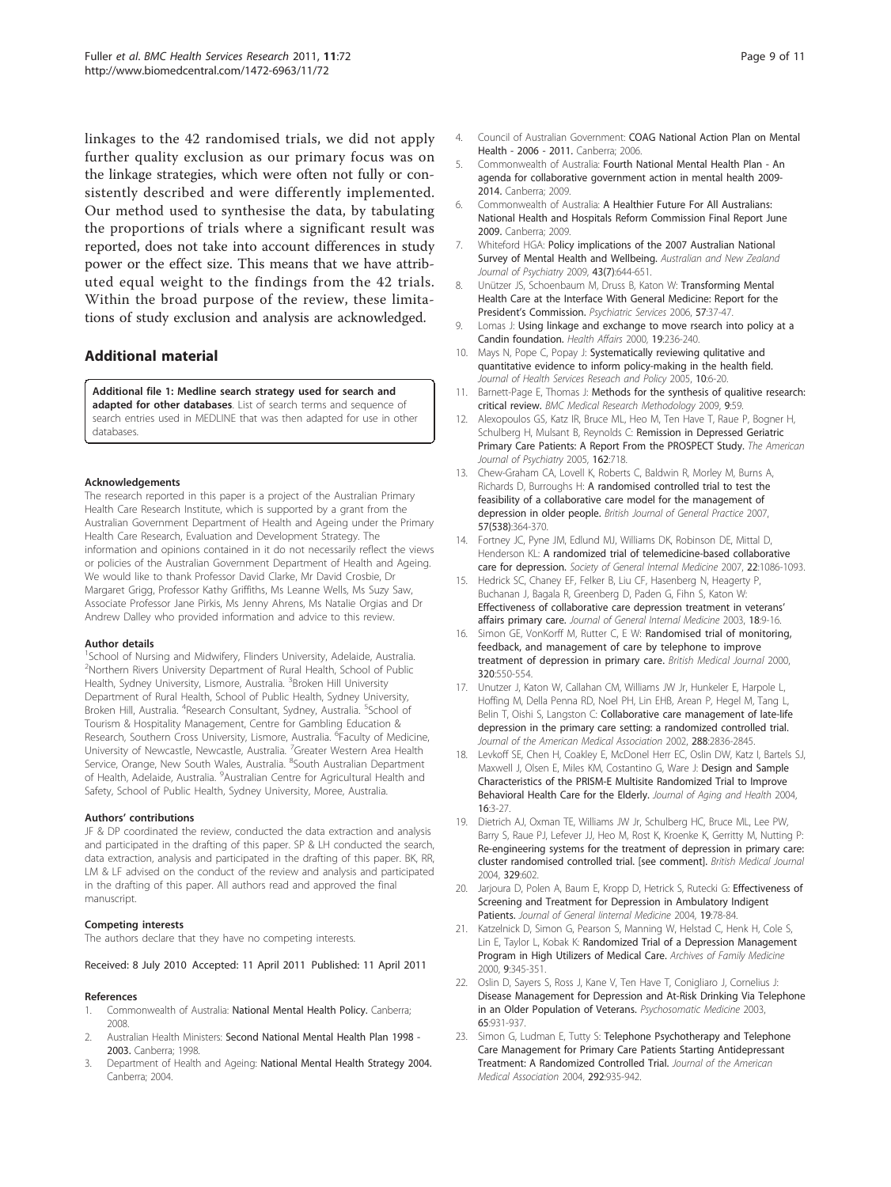linkages to the 42 randomised trials, we did not apply further quality exclusion as our primary focus was on the linkage strategies, which were often not fully or consistently described and were differently implemented. Our method used to synthesise the data, by tabulating the proportions of trials where a significant result was reported, does not take into account differences in study power or the effect size. This means that we have attributed equal weight to the findings from the 42 trials. Within the broad purpose of the review, these limitations of study exclusion and analysis are acknowledged.

## Additional material

**Additional file 1: Medline search strategy used for search and adapted for other databases**. List of search terms and sequence of search entries used in MEDLINE that was then adapted for use in other databases.

#### Acknowledgements

The research reported in this paper is a project of the Australian Primary Health Care Research Institute, which is supported by a grant from the Australian Government Department of Health and Ageing under the Primary Health Care Research, Evaluation and Development Strategy. The information and opinions contained in it do not necessarily reflect the views or policies of the Australian Government Department of Health and Ageing. We would like to thank Professor David Clarke, Mr David Crosbie, Dr Margaret Grigg, Professor Kathy Griffiths, Ms Leanne Wells, Ms Suzy Saw, Associate Professor Jane Pirkis, Ms Jenny Ahrens, Ms Natalie Orgias and Dr Andrew Dalley who provided information and advice to this review.

#### Author details

[1]School of Nursing and Midwifery, Flinders University, Adelaide, Australia. [2]Northern Rivers University Department of Rural Health, School of Public Health, Sydney University, Lismore, Australia. [3]Broken Hill University Department of Rural Health, School of Public Health, Sydney University, Broken Hill, Australia. [4]Research Consultant, Sydney, Australia. [5]School of Tourism & Hospitality Management, Centre for Gambling Education & Research, Southern Cross University, Lismore, Australia. [6]Faculty of Medicine, University of Newcastle, Newcastle, Australia. [7]Greater Western Area Health Service, Orange, New South Wales, Australia. [8]South Australian Department of Health, Adelaide, Australia. [9]Australian Centre for Agricultural Health and Safety, School of Public Health, Sydney University, Moree, Australia.

#### Authors' contributions

JF & DP coordinated the review, conducted the data extraction and analysis and participated in the drafting of this paper. SP & LH conducted the search, data extraction, analysis and participated in the drafting of this paper. BK, RR, LM & LF advised on the conduct of the review and analysis and participated in the drafting of this paper. All authors read and approved the final manuscript.

#### Competing interests

The authors declare that they have no competing interests.

Received: 8 July 2010 Accepted: 11 April 2011 Published: 11 April 2011

#### References

1. Commonwealth of Australia: **National Mental Health Policy.** Canberra; 2008.
2. Australian Health Ministers: **Second National Mental Health Plan 1998 - 2003.** Canberra; 1998.
3. Department of Health and Ageing: **National Mental Health Strategy 2004.** Canberra; 2004.
4. Council of Australian Government: **COAG National Action Plan on Mental Health - 2006 - 2011.** Canberra; 2006.
5. Commonwealth of Australia: **Fourth National Mental Health Plan - An agenda for collaborative government action in mental health 2009-2014.** Canberra; 2009.
6. Commonwealth of Australia: **A Healthier Future For All Australians: National Health and Hospitals Reform Commission Final Report June 2009.** Canberra; 2009.
7. Whiteford HGA: **Policy implications of the 2007 Australian National Survey of Mental Health and Wellbeing.** *Australian and New Zealand Journal of Psychiatry* 2009, **43(7)**:644-651.
8. Unützer JS, Schoenbaum M, Druss B, Katon W: **Transforming Mental Health Care at the Interface With General Medicine: Report for the President's Commission.** *Psychiatric Services* 2006, **57**:37-47.
9. Lomas J: **Using linkage and exchange to move rsearch into policy at a Candin foundation.** *Health Affairs* 2000, **19**:236-240.
10. Mays N, Pope C, Popay J: **Systematically reviewing qulitative and quantitative evidence to inform policy-making in the health field.** *Journal of Health Services Reseach and Policy* 2005, **10**:6-20.
11. Barnett-Page E, Thomas J: **Methods for the synthesis of qualitive research: critical review.** *BMC Medical Research Methodology* 2009, **9**:59.
12. Alexopoulos GS, Katz IR, Bruce ML, Heo M, Ten Have T, Raue P, Bogner H, Schulberg H, Mulsant B, Reynolds C: **Remission in Depressed Geriatric Primary Care Patients: A Report From the PROSPECT Study.** *The American Journal of Psychiatry* 2005, **162**:718.
13. Chew-Graham CA, Lovell K, Roberts C, Baldwin R, Morley M, Burns A, Richards D, Burroughs H: **A randomised controlled trial to test the feasibility of a collaborative care model for the management of depression in older people.** *British Journal of General Practice* 2007, **57(538)**:364-370.
14. Fortney JC, Pyne JM, Edlund MJ, Williams DK, Robinson DE, Mittal D, Henderson KL: **A randomized trial of telemedicine-based collaborative care for depression.** *Society of General Internal Medicine* 2007, **22**:1086-1093.
15. Hedrick SC, Chaney EF, Felker B, Liu CF, Hasenberg N, Heagerty P, Buchanan J, Bagala R, Greenberg D, Paden G, Fihn S, Katon W: **Effectiveness of collaborative care depression treatment in veterans' affairs primary care.** *Journal of General Internal Medicine* 2003, **18**:9-16.
16. Simon GE, VonKorff M, Rutter C, E W: **Randomised trial of monitoring, feedback, and management of care by telephone to improve treatment of depression in primary care.** *British Medical Journal* 2000, **320**:550-554.
17. Unutzer J, Katon W, Callahan CM, Williams JW Jr, Hunkeler E, Harpole L, Hoffing M, Della Penna RD, Noel PH, Lin EHB, Arean P, Hegel M, Tang L, Belin T, Oishi S, Langston C: **Collaborative care management of late-life depression in the primary care setting: a randomized controlled trial.** *Journal of the American Medical Association* 2002, **288**:2836-2845.
18. Levkoff SE, Chen H, Coakley E, McDonel Herr EC, Oslin DW, Katz I, Bartels SJ, Maxwell J, Olsen E, Miles KM, Costantino G, Ware J: **Design and Sample Characteristics of the PRISM-E Multisite Randomized Trial to Improve Behavioral Health Care for the Elderly.** *Journal of Aging and Health* 2004, **16**:3-27.
19. Dietrich AJ, Oxman TE, Williams JW Jr, Schulberg HC, Bruce ML, Lee PW, Barry S, Raue PJ, Lefever JJ, Heo M, Rost K, Kroenke K, Gerritty M, Nutting P: **Re-engineering systems for the treatment of depression in primary care: cluster randomised controlled trial. [see comment].** *British Medical Journal* 2004, **329**:602.
20. Jarjoura D, Polen A, Baum E, Kropp D, Hetrick S, Rutecki G: **Effectiveness of Screening and Treatment for Depression in Ambulatory Indigent Patients.** *Journal of General Iinternal Medicine* 2004, **19**:78-84.
21. Katzelnick D, Simon G, Pearson S, Manning W, Helstad C, Henk H, Cole S, Lin E, Taylor L, Kobak K: **Randomized Trial of a Depression Management Program in High Utilizers of Medical Care.** *Archives of Family Medicine* 2000, **9**:345-351.
22. Oslin D, Sayers S, Ross J, Kane V, Ten Have T, Conigliaro J, Cornelius J: **Disease Management for Depression and At-Risk Drinking Via Telephone in an Older Population of Veterans.** *Psychosomatic Medicine* 2003, **65**:931-937.
23. Simon G, Ludman E, Tutty S: **Telephone Psychotherapy and Telephone Care Management for Primary Care Patients Starting Antidepressant Treatment: A Randomized Controlled Trial.** *Journal of the American Medical Association* 2004, **292**:935-942.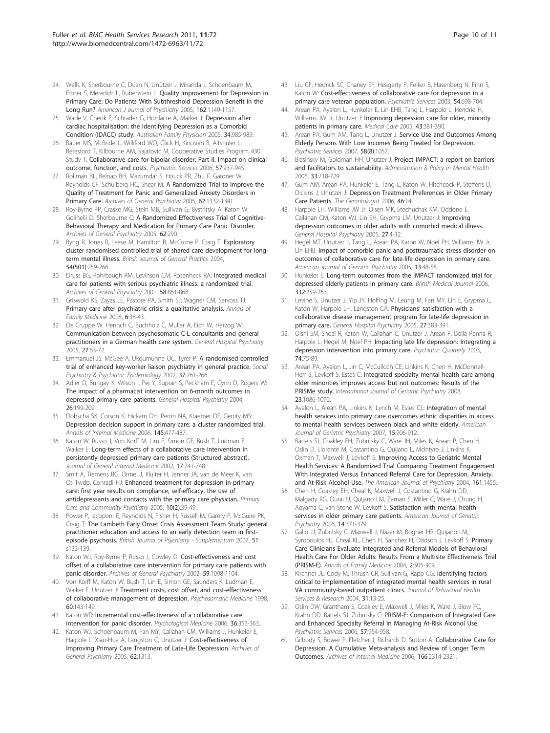24. Wells K, Sherbourne C, Duan N, Unützer J, Miranda J, Schoenbaum M, Ettner S, Meredith L, Rubenstein L: **Quality Improvement for Depression in Primary Care: Do Patients With Subthreshold Depression Benefit in the Long Run?** *American J ournal of Psychiatry* 2005, **162**:1149-1157.
25. Wade V, Cheok F, Schrader G, Hordacre A, Marker J: **Depression after cardiac hospitalisation: the Identifying Depression as a Comorbid Condition (IDACC) study.** *Australian Family Physician* 2005, **34**:985-989.
26. Bauer MS, McBride L, Williford WO, Glick H, Kinosian B, Altshuler L, Beresford T, Kilbourne AM, Sajatovic M, Cooperative Studies Program 430 Study T: **Collaborative care for bipolar disorder: Part II. Impact on clinical outcome, function, and costs.** *Psychiatric Services* 2006, **57**:937-945.
27. Rollman BL, Belnap BH, Mazumdar S, Houck PR, Zhu F, Gardner W, Reynolds CF, Schulberg HC, Shear M: **A Randomized Trial to Improve the Quality of Treatment for Panic and Generalized Anxiety Disorders in Primary Care.** *Archives of General Psychiatry* 2005, **62**:1332-1341.
28. Roy-Byrne PP, Craske MG, Stein MB, Sullivan G, Bystritsky A, Katon W, Golinelli D, Sherbourne C: **A Randomized Effectiveness Trial of Cognitive-Behavioral Therapy and Medication for Primary Care Panic Disorder.** *Archives of General Psychiatry* 2005, **62**:290.
29. Byng R, Jones R, Leese M, Hamilton B, McCrone P, Craig T: **Exploratory cluster randomised controlled trial of shared care development for long-term mental illness.** *British Journal of General Practice* 2004, **54(501)**:259-266.
30. Druss BG, Rohrbaugh RM, Levinson CM, Rosenheck RA: **Integrated medical care for patients with serious psychiatric illness: a randomized trial.** *Archives of General Physciatry* 2001, **58**:861-868.
31. Griswold KS, Zayas LE, Pastore PA, Smith SJ, Wagner CM, Servoss TJ: **Primary care after psychiatric crisis: a qualitative analysis.** *Annals of Family Medicine* 2008, **6**:38-43.
32. De Cruppe W, Hennch C, Buchholz C, Muller A, Eich W, Herzog W: **Communication between psychosomatic C-L consultants and general practitioners in a German health care system.** *General Hospital Psychiatry* 2005, **27**:63-72.
33. Emmanuel JS, McGee A, Ukoumunne OC, Tyrer P: **A randomised controlled trial of enhanced key-worker liaison psychiatry in general practice.** *Social Psychiatry & Psychiatric Epidemiology* 2002, **37**:261-266.
34. Adler D, Bungay K, Wilson I, Pei Y, Supran S, Peckham E, Cynn D, Rogers W: **The impact of a pharmacist intervention on 6-month outcomes in depressed primary care patients.** *General Hospital Psychiatry* 2004, **26**:199-209.
35. Dobscha SK, Corson K, Hickam DH, Perrin NA, Kraemer DF, Gerrity MS: **Depression decision support in primary care: a cluster randomized trial.** *Annals of Internal Medicine* 2006, **145**:477-487.
36. Katon W, Russo J, Von Korff M, Lim E, Simon GE, Bush T, Ludman E, Walker E: **Long-term effects of a collaborative care intervention in persistently depressed primary care patients (Structured abstract).** *Journal of General Internal Medicine* 2002, **17**:741-748.
37. Smit A, Tiemens BG, Ormel J, Kluiter H, Jenner JA, van de Meer K, van Os Twdp, Conradi HJ: **Enhanced treatment for depression in primary care: first year results on compliance, self-efficacy, the use of antidepressants and contacts with the primary care physician.** *Primary Care and Community Psychiatry* 2005, **10(2)**:39-49.
38. Power P, Iacoponi E, Reynolds N, Fisher H, Russell M, Garety P, McGuire PK, Craig T: **The Lambeth Early Onset Crisis Assessment Team Study: general practitioner education and access to an early detection team in first-episode psychosis.** *British Journal of Psychiatry - Supplementum* 2007, **51**: s133-139.
39. Katon WJ, Roy-Byrne P, Russo J, Cowley D: **Cost-effectiveness and cost offset of a collaborative care intervention for primary care patients with panic disorder.** *Archives of General Psychiatry* 2002, **59**:1098-1104.
40. Von Korff M, Katon W, Bush T, Lin E, Simon GE, Saunders K, Ludman E, Walker E, Unutzer J: **Treatment costs, cost offset, and cost-effectiveness of collaborative management of depression.** *Psychosomatic Medicine* 1998, **60**:143-149.
41. Katon WR: **Incremental cost-effectiveness of a collaborative care intervention for panic disorder.** *Psychological Medicine* 2006, **36**:353-363.
42. Katon WJ, Schoenbaum M, Fan MY, Callahan CM, Williams J, Hunkeler E, Harpole L, Xiao-Hua A, Langston C, Unützer J: **Cost-effectiveness of Improving Primary Care Treatment of Late-Life Depression.** *Archives of General Psychiatry* 2005, **62**:1313.
43. Liu CF, Hedrick SC, Chaney EF, Heagerty P, Felker B, Hasenberg N, Fihn S, Katon W: **Cost-effectiveness of collaborative care for depression in a primary care veteran population.** *Psychiatric Services* 2003, **54**:698-704.
44. Arean PA, Ayalon L, Hunkeler E, Lin EHB, Tang L, Harpole L, Hendrie H, Williams JW Jr, Unutzer J: **Improving depression care for older, minority patients in primary care.** *Medical Care* 2005, **43**:381-390.
45. Arean PA, Gum AM, Tang L, Unutzer J: **Service Use and Outcomes Among Elderly Persons With Low Incomes Being Treated for Depression.** *Psychiatric Services* 2007, **58(8)**:1057.
46. Blasinsky M, Goldman HH, Unutzer J: **Project IMPACT: a report on barriers and facilitators to sustainability.** *Administration & Policy in Mental Health* 2006, **33**:718-729.
47. Gum AM, Arean PA, Hunkeler E, Tang L, Katon W, Hitchcock P, Steffens D, Dickins J, Unutzer J: **Depression Treatment Preferences in Older Primary Care Patients.** *The Gerontologist* 2006, **46**:14.
48. Harpole LH, Williams JW Jr, Olsen MK, Stechuchak KM, Oddone E, Callahan CM, Katon WJ, Lin EH, Grypma LM, Unutzer J: **Improving depression outcomes in older adults with comorbid medical illness.** *General Hospital Psychiatry* 2005, **27**:4-12.
49. Hegel MT, Unutzer J, Tang L, Arean PA, Katon W, Noel PH, Williams JW Jr, Lin EHB: **Impact of comorbid panic and posttraumatic stress disorder on outcomes of collaborative care for late-life depression in primary care.** *American Journal of Geriatric Psychiatry* 2005, **13**:48-58.
50. Hunkeler E: **Long-term outcomes from the IMPACT randomized trial for depressed elderly patients in primary care.** *British Medical Journal* 2006, **332**:259-263.
51. Levine S, Unutzer J, Yip JY, Hoffing M, Leung M, Fan MY, Lin E, Grypma L, Katon W, Harpole LH, Langston CA: **Physicians' satisfaction with a collaborative disease management program for late-life depression in primary care.** *General Hospital Psychiatry* 2005, **27**:383-391.
52. Oishi SM, Shoai R, Katon W, Callahan C, Unutzer J, Arean P, Della Penna R, Harpole L, Hegel M, Noel PH: **Impacting late life depression: Integrating a depression intervention into primary care.** *Psychiatric Quarterly* 2003, **74**:75-89.
53. Arean PA, Ayalon L, Jin C, McCulloch CE, Linkins K, Chen H, McDonnell-Herr B, Levkoff S, Estes C: **Integrated specialty mental health care among older minorities improves access but not outcomes: Results of the PRISMe study.** *International Journal of Geriatric Psychiatry* 2008, **23**:1086-1092.
54. Ayalon L, Arean PA, Linkins K, Lynch M, Estes CL: **Integration of mental health services into primary care overcomes ethnic disparities in access to mental health services between black and white elderly.** *American Journal of Geriatric Psychiatry* 2007, **15**:906-912.
55. Bartels SJ, Coakley EH, Zubritsky C, Ware JH, Miles K, Arean P, Chen H, Oslin D, Llorente M, Costantino G, Quijano L, McIntyre J, Linkins K, Oxman T, Maxwell J, Levkoff S: **Improving Access to Geriatric Mental Health Services: A Randomized Trial Comparing Treatment Engagement With Integrated Versus Enhanced Referral Care for Depression, Anxiety, and At-Risk Alcohol Use.** *The American Journal of Psychiatry* 2004, **161**:1455.
56. Chen H, Coakley EH, Cheal K, Maxwell J, Costantino G, Krahn DD, Malgady RG, Durai U, Quijano LM, Zaman S, Miller C, Ware J, Chung H, Aoyama C, van Stone W, Levkoff S: **Satisfaction with mental health services in older primary care patients.** *American Journal of Geriatric Psychiatry* 2006, **14**:371-379.
57. Gallo JJ, Zubritsky C, Maxwell J, Nazar M, Bogner HR, Quijano LM, Syropoulos HJ, Cheal KL, Chen H, Sanchez H, Dodson J, Levkoff S: **Primary Care Clinicians Evaluate Integrated and Referral Models of Behavioral Health Care For Older Adults: Results From a Multisite Effectiveness Trial (PRISM-E).** *Annals of Family Medicine* 2004, **2**:305-309.
58. Kirchner JE, Cody M, Thrush CR, Sullivan G, Rapp CG: **Identifying factors critical to implementation of integrated mental health services in rural VA community-based outpatient clinics.** *Journal of Behavioral Health Services & Research* 2004, **31**:13-25.
59. Oslin DW, Grantham S, Coakley E, Maxwell J, Miles K, Ware J, Blow FC, Krahn DD, Bartels SJ, Zubritsky C: **PRISM-E: Comparison of Integrated Care and Enhanced Specialty Referral in Managing At-Risk Alcohol Use.** *Psychiatric Services* 2006, **57**:954-958.
60. Gilbody S, Bower P, Fletcher J, Richards D, Sutton A: **Collaborative Care for Depression. A Cumulative Meta-analysis and Review of Longer Term Outcomes.** *Archives of Internal Medicine* 2006, **166**:2314-2321.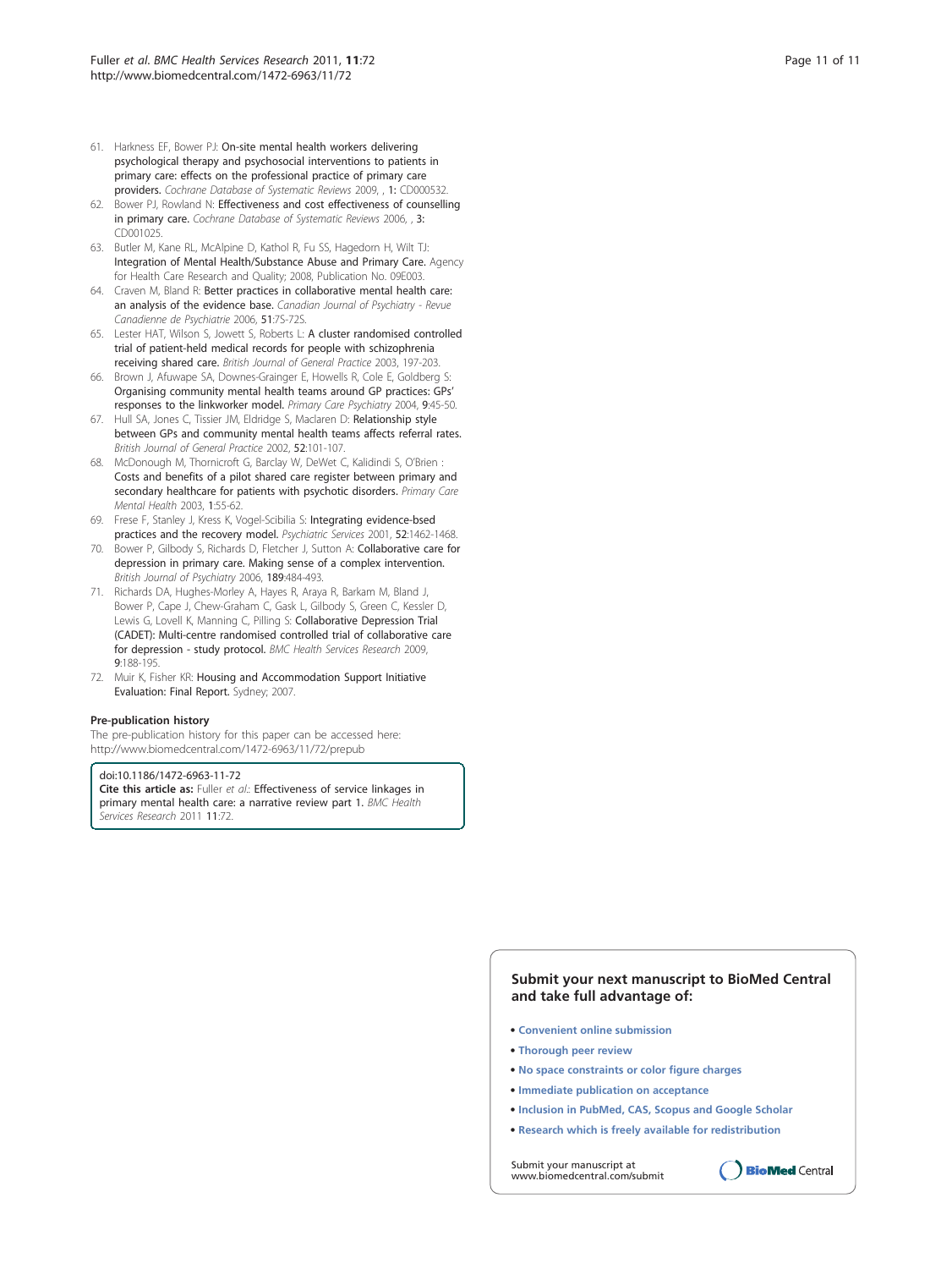61. Harkness EF, Bower PJ: **On-site mental health workers delivering psychological therapy and psychosocial interventions to patients in primary care: effects on the professional practice of primary care providers.** *Cochrane Database of Systematic Reviews* 2009, , **1**: CD000532.
62. Bower PJ, Rowland N: **Effectiveness and cost effectiveness of counselling in primary care.** *Cochrane Database of Systematic Reviews* 2006, , **3**: CD001025.
63. Butler M, Kane RL, McAlpine D, Kathol R, Fu SS, Hagedorn H, Wilt TJ: **Integration of Mental Health/Substance Abuse and Primary Care.** Agency for Health Care Research and Quality; 2008, Publication No. 09E003.
64. Craven M, Bland R: **Better practices in collaborative mental health care: an analysis of the evidence base.** *Canadian Journal of Psychiatry - Revue Canadienne de Psychiatrie* 2006, **51**:7S-72S.
65. Lester HAT, Wilson S, Jowett S, Roberts L: **A cluster randomised controlled trial of patient-held medical records for people with schizophrenia receiving shared care.** *British Journal of General Practice* 2003, 197-203.
66. Brown J, Afuwape SA, Downes-Grainger E, Howells R, Cole E, Goldberg S: **Organising community mental health teams around GP practices: GPs' responses to the linkworker model.** *Primary Care Psychiatry* 2004, **9**:45-50.
67. Hull SA, Jones C, Tissier JM, Eldridge S, Maclaren D: **Relationship style between GPs and community mental health teams affects referral rates.** *British Journal of General Practice* 2002, **52**:101-107.
68. McDonough M, Thornicroft G, Barclay W, DeWet C, Kalidindi S, O'Brien : **Costs and benefits of a pilot shared care register between primary and secondary healthcare for patients with psychotic disorders.** *Primary Care Mental Health* 2003, **1**:55-62.
69. Frese F, Stanley J, Kress K, Vogel-Scibilia S: **Integrating evidence-bsed practices and the recovery model.** *Psychiatric Services* 2001, **52**:1462-1468.
70. Bower P, Gilbody S, Richards D, Fletcher J, Sutton A: **Collaborative care for depression in primary care. Making sense of a complex intervention.** *British Journal of Psychiatry* 2006, **189**:484-493.
71. Richards DA, Hughes-Morley A, Hayes R, Araya R, Barkam M, Bland J, Bower P, Cape J, Chew-Graham C, Gask L, Gilbody S, Green C, Kessler D, Lewis G, Lovell K, Manning C, Pilling S: **Collaborative Depression Trial (CADET): Multi-centre randomised controlled trial of collaborative care for depression - study protocol.** *BMC Health Services Research* 2009, **9**:188-195.
72. Muir K, Fisher KR: **Housing and Accommodation Support Initiative Evaluation: Final Report.** Sydney; 2007.

### Pre-publication history

The pre-publication history for this paper can be accessed here:
http://www.biomedcentral.com/1472-6963/11/72/prepub

doi:10.1186/1472-6963-11-72
**Cite this article as:** Fuller *et al.*: Effectiveness of service linkages in primary mental health care: a narrative review part 1. *BMC Health Services Research* 2011 **11**:72.

**Submit your next manuscript to BioMed Central and take full advantage of:**

- **Convenient online submission**
- **Thorough peer review**
- **No space constraints or color figure charges**
- **Immediate publication on acceptance**
- **Inclusion in PubMed, CAS, Scopus and Google Scholar**
- **Research which is freely available for redistribution**

Submit your manuscript at
www.biomedcentral.com/submit

BioMed Central